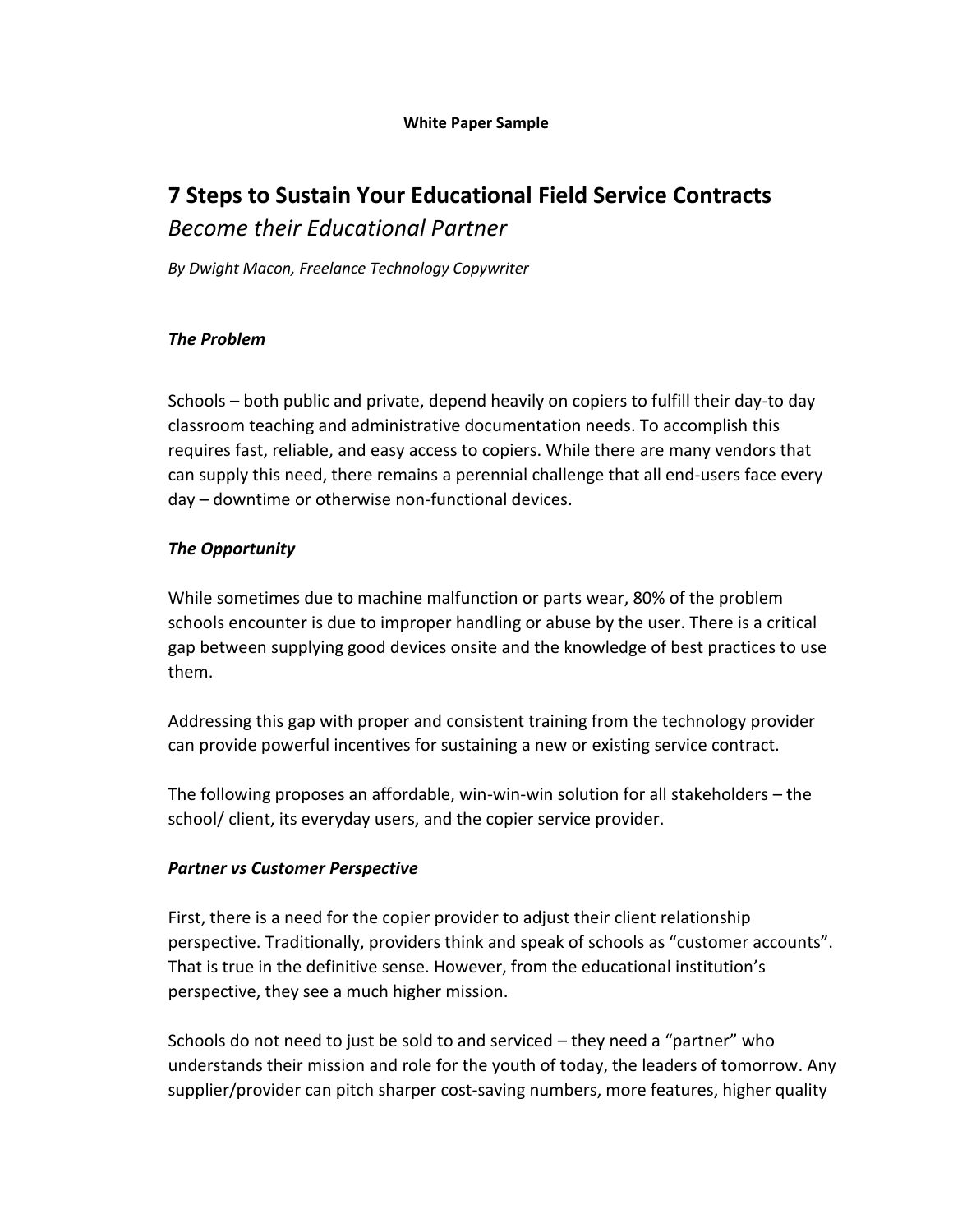**White Paper Sample**

# 7 Steps to Sustain Your Educational Field Service Contracts

*Become their Educational Partner*

*By Dwight Macon, Freelance Technology Copywriter*

### *The Problem*

Schools – both public and private, depend heavily on copiers to fulfill their day-to day classroom teaching and administrative documentation needs. To accomplish this requires fast, reliable, and easy access to copiers. While there are many vendors that can supply this need, there remains a perennial challenge that all end-users face every day – downtime or otherwise non-functional devices.

### *The Opportunity*

While sometimes due to machine malfunction or parts wear, 80% of the problem schools encounter is due to improper handling or abuse by the user. There is a critical gap between supplying good devices onsite and the knowledge of best practices to use them.

Addressing this gap with proper and consistent training from the technology provider can provide powerful incentives for sustaining a new or existing service contract.

The following proposes an affordable, win-win-win solution for all stakeholders – the school/ client, its everyday users, and the copier service provider.

### *Partner vs Customer Perspective*

First, there is a need for the copier provider to adjust their client relationship perspective. Traditionally, providers think and speak of schools as "customer accounts". That is true in the definitive sense. However, from the educational institution's perspective, they see a much higher mission.

Schools do not need to just be sold to and serviced – they need a "partner" who understands their mission and role for the youth of today, the leaders of tomorrow. Any supplier/provider can pitch sharper cost-saving numbers, more features, higher quality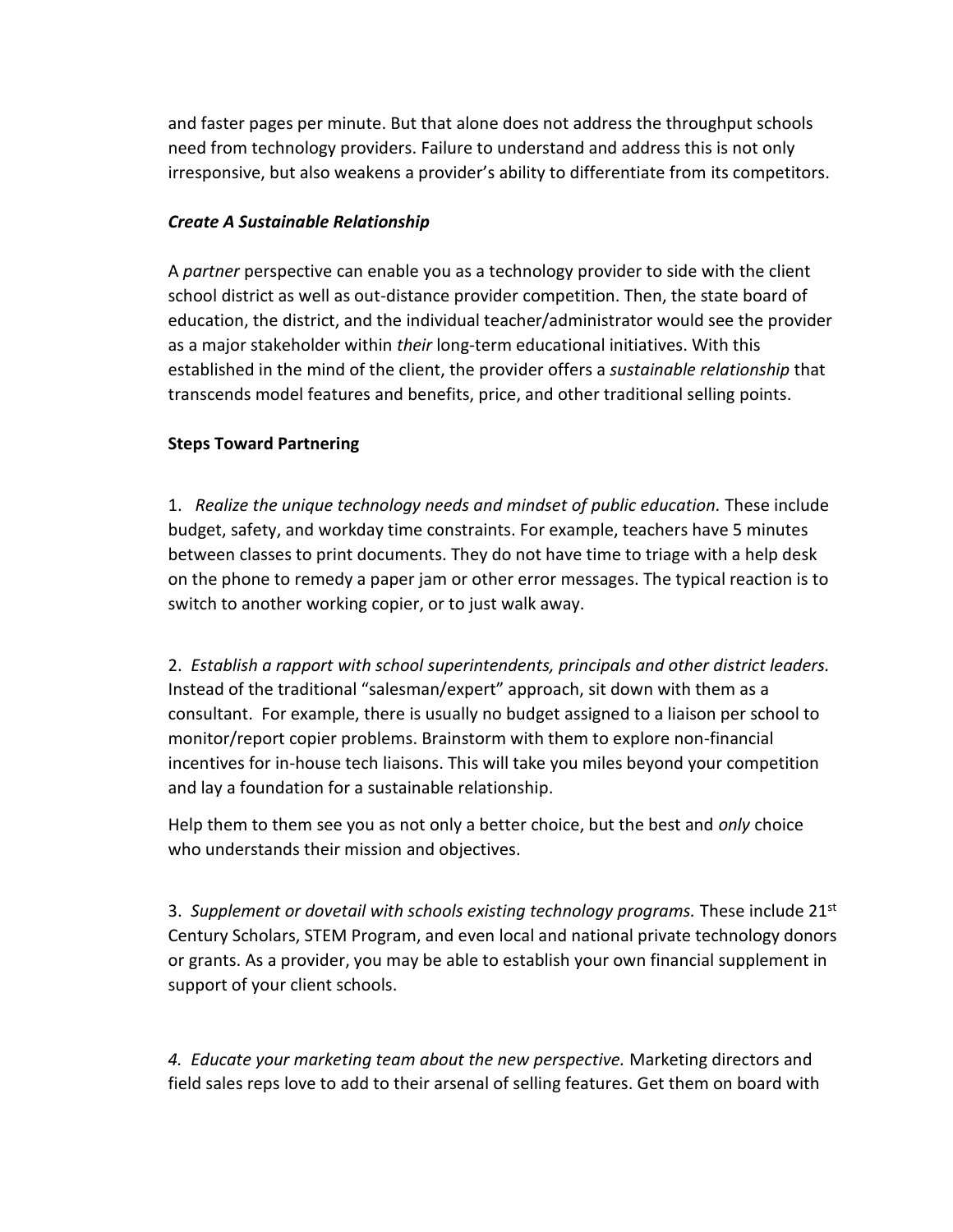and faster pages per minute. But that alone does not address the throughput schools need from technology providers. Failure to understand and address this is not only irresponsive, but also weakens a provider's ability to differentiate from its competitors.

***Create A Sustainable Relationship***

A *partner* perspective can enable you as a technology provider to side with the client school district as well as out-distance provider competition. Then, the state board of education, the district, and the individual teacher/administrator would see the provider as a major stakeholder within *their* long-term educational initiatives. With this established in the mind of the client, the provider offers a *sustainable relationship* that transcends model features and benefits, price, and other traditional selling points.

**Steps Toward Partnering**

1. *Realize the unique technology needs and mindset of public education.* These include budget, safety, and workday time constraints. For example, teachers have 5 minutes between classes to print documents. They do not have time to triage with a help desk on the phone to remedy a paper jam or other error messages. The typical reaction is to switch to another working copier, or to just walk away.

2. *Establish a rapport with school superintendents, principals and other district leaders.* Instead of the traditional "salesman/expert" approach, sit down with them as a consultant. For example, there is usually no budget assigned to a liaison per school to monitor/report copier problems. Brainstorm with them to explore non-financial incentives for in-house tech liaisons. This will take you miles beyond your competition and lay a foundation for a sustainable relationship.

Help them to them see you as not only a better choice, but the best and *only* choice who understands their mission and objectives.

3. *Supplement or dovetail with schools existing technology programs.* These include 21st Century Scholars, STEM Program, and even local and national private technology donors or grants. As a provider, you may be able to establish your own financial supplement in support of your client schools.

*4. Educate your marketing team about the new perspective.* Marketing directors and field sales reps love to add to their arsenal of selling features. Get them on board with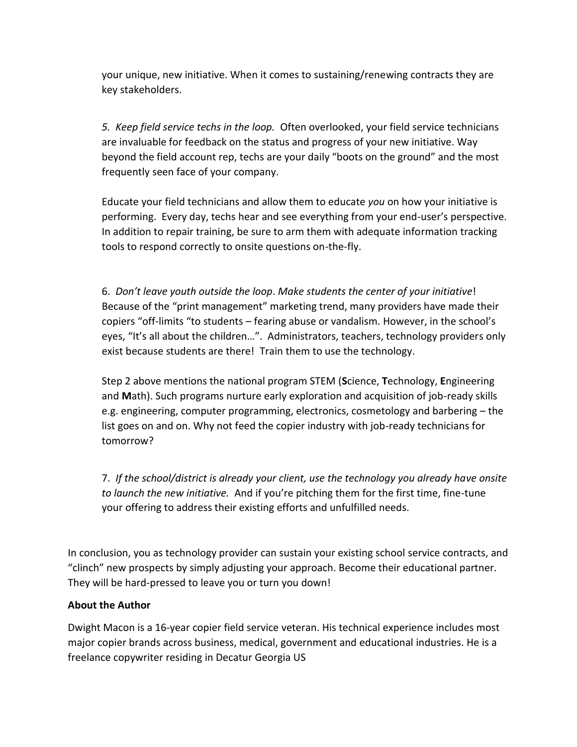your unique, new initiative. When it comes to sustaining/renewing contracts they are key stakeholders.

*5. Keep field service techs in the loop.* Often overlooked, your field service technicians are invaluable for feedback on the status and progress of your new initiative. Way beyond the field account rep, techs are your daily "boots on the ground" and the most frequently seen face of your company.

Educate your field technicians and allow them to educate *you* on how your initiative is performing. Every day, techs hear and see everything from your end-user's perspective. In addition to repair training, be sure to arm them with adequate information tracking tools to respond correctly to onsite questions on-the-fly.

6. *Don't leave youth outside the loop*. *Make students the center of your initiative*! Because of the "print management" marketing trend, many providers have made their copiers "off-limits "to students – fearing abuse or vandalism. However, in the school's eyes, "It's all about the children…". Administrators, teachers, technology providers only exist because students are there! Train them to use the technology.

Step 2 above mentions the national program STEM (**S**cience, **T**echnology, **E**ngineering and **M**ath). Such programs nurture early exploration and acquisition of job-ready skills e.g. engineering, computer programming, electronics, cosmetology and barbering – the list goes on and on. Why not feed the copier industry with job-ready technicians for tomorrow?

7. *If the school/district is already your client, use the technology you already have onsite to launch the new initiative.* And if you're pitching them for the first time, fine-tune your offering to address their existing efforts and unfulfilled needs.

In conclusion, you as technology provider can sustain your existing school service contracts, and "clinch" new prospects by simply adjusting your approach. Become their educational partner. They will be hard-pressed to leave you or turn you down!

**About the Author**

Dwight Macon is a 16-year copier field service veteran. His technical experience includes most major copier brands across business, medical, government and educational industries. He is a freelance copywriter residing in Decatur Georgia US